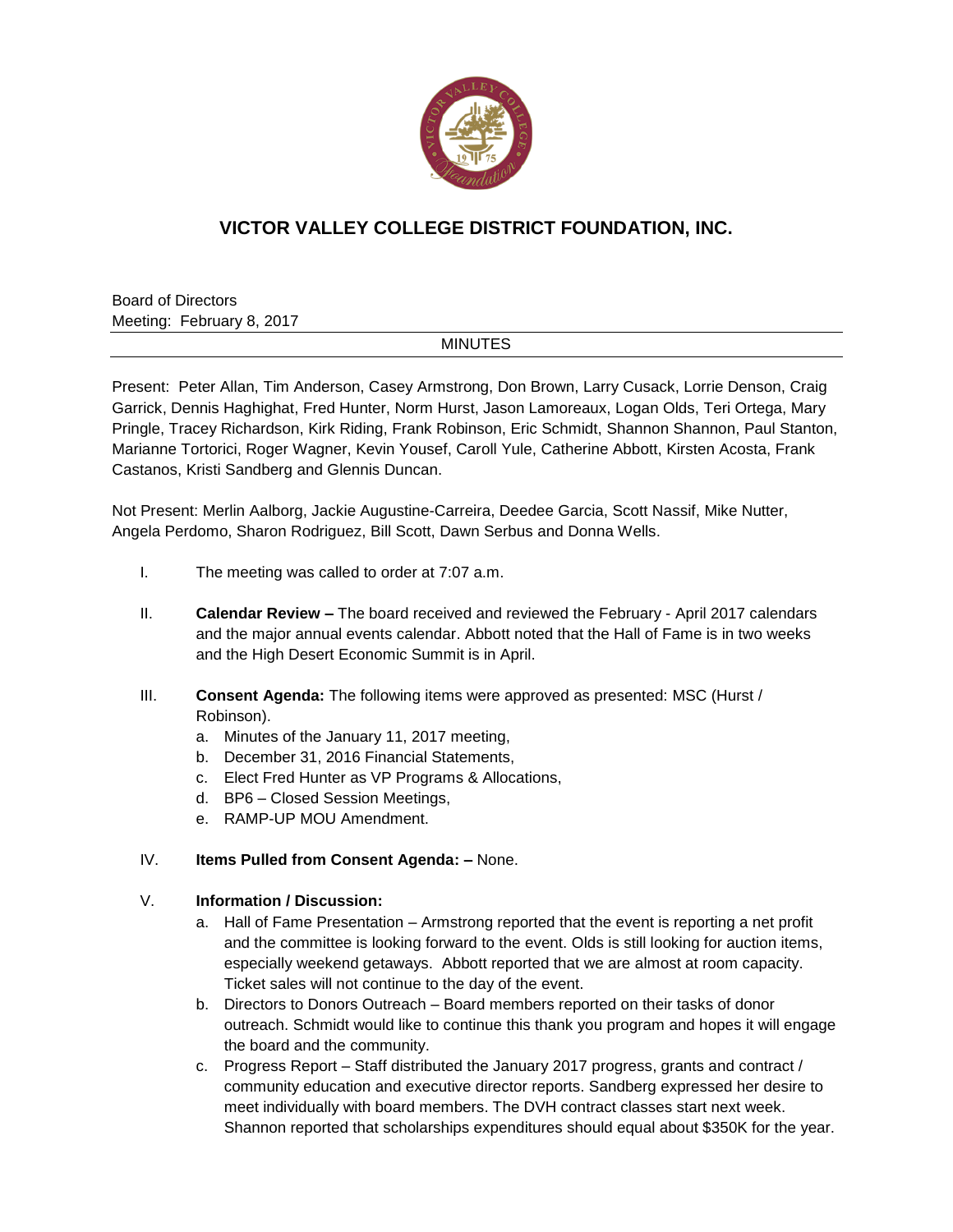# VICTOR VALLEY COLLEGE DISTRICT FOUNDATION, INC.

Board of Directors
Meeting: February 8, 2017

MINUTES

Present: Peter Allan, Tim Anderson, Casey Armstrong, Don Brown, Larry Cusack, Lorrie Denson, Craig Garrick, Dennis Haghighat, Fred Hunter, Norm Hurst, Jason Lamoreaux, Logan Olds, Teri Ortega, Mary Pringle, Tracey Richardson, Kirk Riding, Frank Robinson, Eric Schmidt, Shannon Shannon, Paul Stanton, Marianne Tortorici, Roger Wagner, Kevin Yousef, Caroll Yule, Catherine Abbott, Kirsten Acosta, Frank Castanos, Kristi Sandberg and Glennis Duncan.

Not Present: Merlin Aalborg, Jackie Augustine-Carreira, Deedee Garcia, Scott Nassif, Mike Nutter, Angela Perdomo, Sharon Rodriguez, Bill Scott, Dawn Serbus and Donna Wells.

I. The meeting was called to order at 7:07 a.m.

II. **Calendar Review –** The board received and reviewed the February - April 2017 calendars and the major annual events calendar. Abbott noted that the Hall of Fame is in two weeks and the High Desert Economic Summit is in April.

III. **Consent Agenda:** The following items were approved as presented: MSC (Hurst / Robinson).
   a. Minutes of the January 11, 2017 meeting,
   b. December 31, 2016 Financial Statements,
   c. Elect Fred Hunter as VP Programs & Allocations,
   d. BP6 – Closed Session Meetings,
   e. RAMP-UP MOU Amendment.

IV. **Items Pulled from Consent Agenda: –** None.

V. **Information / Discussion:**
   a. Hall of Fame Presentation – Armstrong reported that the event is reporting a net profit and the committee is looking forward to the event. Olds is still looking for auction items, especially weekend getaways. Abbott reported that we are almost at room capacity. Ticket sales will not continue to the day of the event.
   b. Directors to Donors Outreach – Board members reported on their tasks of donor outreach. Schmidt would like to continue this thank you program and hopes it will engage the board and the community.
   c. Progress Report – Staff distributed the January 2017 progress, grants and contract / community education and executive director reports. Sandberg expressed her desire to meet individually with board members. The DVH contract classes start next week. Shannon reported that scholarships expenditures should equal about $350K for the year.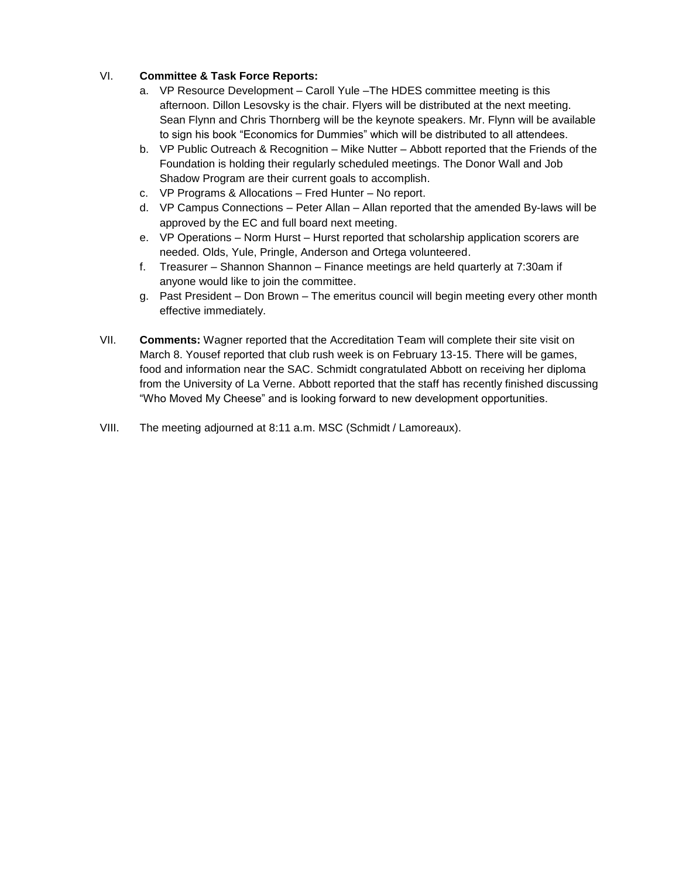VI. **Committee & Task Force Reports:**

a. VP Resource Development – Caroll Yule –The HDES committee meeting is this afternoon. Dillon Lesovsky is the chair. Flyers will be distributed at the next meeting. Sean Flynn and Chris Thornberg will be the keynote speakers. Mr. Flynn will be available to sign his book “Economics for Dummies” which will be distributed to all attendees.

b. VP Public Outreach & Recognition – Mike Nutter – Abbott reported that the Friends of the Foundation is holding their regularly scheduled meetings. The Donor Wall and Job Shadow Program are their current goals to accomplish.

c. VP Programs & Allocations – Fred Hunter – No report.

d. VP Campus Connections – Peter Allan – Allan reported that the amended By-laws will be approved by the EC and full board next meeting.

e. VP Operations – Norm Hurst – Hurst reported that scholarship application scorers are needed. Olds, Yule, Pringle, Anderson and Ortega volunteered.

f. Treasurer – Shannon Shannon – Finance meetings are held quarterly at 7:30am if anyone would like to join the committee.

g. Past President – Don Brown – The emeritus council will begin meeting every other month effective immediately.

VII. **Comments:** Wagner reported that the Accreditation Team will complete their site visit on March 8. Yousef reported that club rush week is on February 13-15. There will be games, food and information near the SAC. Schmidt congratulated Abbott on receiving her diploma from the University of La Verne. Abbott reported that the staff has recently finished discussing “Who Moved My Cheese” and is looking forward to new development opportunities.

VIII. The meeting adjourned at 8:11 a.m. MSC (Schmidt / Lamoreaux).